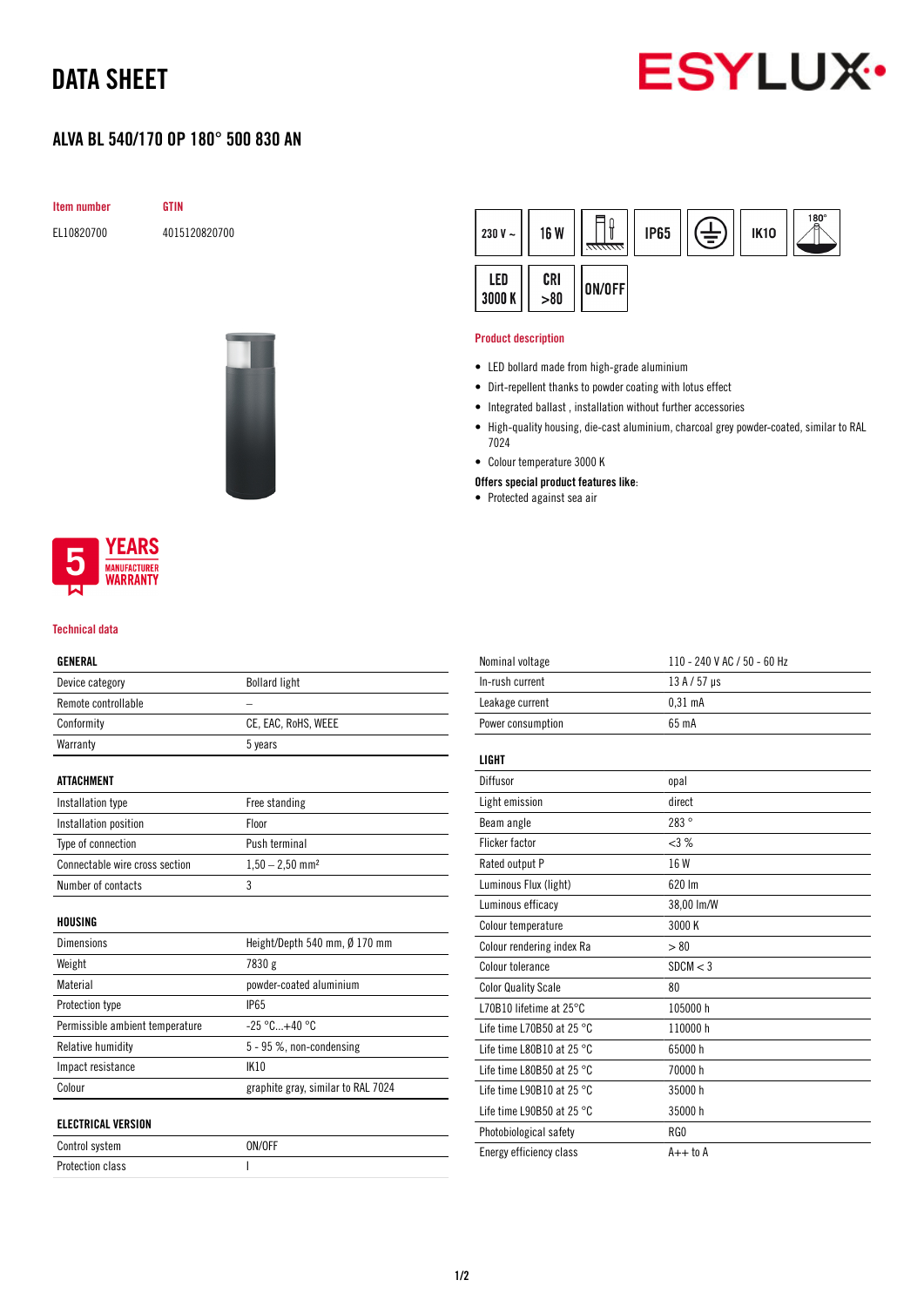# DATA SHEET

## ALVA BL 540/170 OP 180° 500 830 AN

| Item number | GTIN |
|---|---|
| EL10820700 | 4015120820700 |

230 V ~ | 16 W | IP65 | IK10 | 180° | LED 3000 K | CRI >80 | ON/OFF

### Product description

- LED bollard made from high-grade aluminium
- Dirt-repellent thanks to powder coating with lotus effect
- Integrated ballast , installation without further accessories
- High-quality housing, die-cast aluminium, charcoal grey powder-coated, similar to RAL 7024
- Colour temperature 3000 K

**Offers special product features like:**

- Protected against sea air

5 YEARS MANUFACTURER WARRANTY

### Technical data

| GENERAL | |
|---|---|
| Device category | Bollard light |
| Remote controllable | – |
| Conformity | CE, EAC, RoHS, WEEE |
| Warranty | 5 years |

| ATTACHMENT | |
|---|---|
| Installation type | Free standing |
| Installation position | Floor |
| Type of connection | Push terminal |
| Connectable wire cross section | 1,50 – 2,50 mm² |
| Number of contacts | 3 |

| HOUSING | |
|---|---|
| Dimensions | Height/Depth 540 mm, Ø 170 mm |
| Weight | 7830 g |
| Material | powder-coated aluminium |
| Protection type | IP65 |
| Permissible ambient temperature | -25 °C...+40 °C |
| Relative humidity | 5 - 95 %, non-condensing |
| Impact resistance | IK10 |
| Colour | graphite gray, similar to RAL 7024 |

| ELECTRICAL VERSION | |
|---|---|
| Control system | ON/OFF |
| Protection class | I |
| Nominal voltage | 110 - 240 V AC / 50 - 60 Hz |
| In-rush current | 13 A / 57 µs |
| Leakage current | 0,31 mA |
| Power consumption | 65 mA |

| LIGHT | |
|---|---|
| Diffusor | opal |
| Light emission | direct |
| Beam angle | 283 ° |
| Flicker factor | <3 % |
| Rated output P | 16 W |
| Luminous Flux (light) | 620 lm |
| Luminous efficacy | 38,00 lm/W |
| Colour temperature | 3000 K |
| Colour rendering index Ra | > 80 |
| Colour tolerance | SDCM < 3 |
| Color Quality Scale | 80 |
| L70B10 lifetime at 25°C | 105000 h |
| Life time L70B50 at 25 °C | 110000 h |
| Life time L80B10 at 25 °C | 65000 h |
| Life time L80B50 at 25 °C | 70000 h |
| Life time L90B10 at 25 °C | 35000 h |
| Life time L90B50 at 25 °C | 35000 h |
| Photobiological safety | RG0 |
| Energy efficiency class | A++ to A |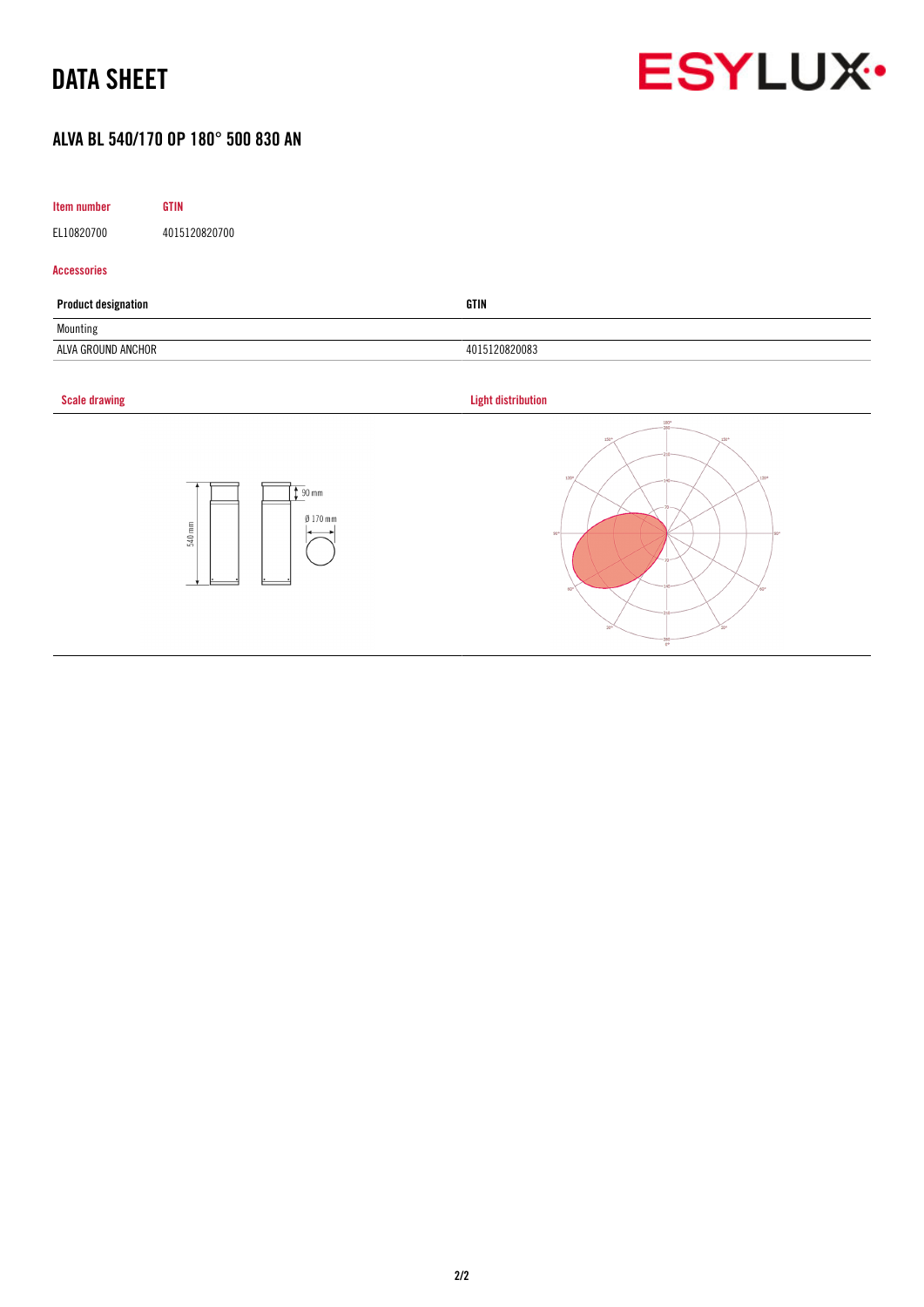# DATA SHEET

## ALVA BL 540/170 OP 180° 500 830 AN

| Item number | GTIN |
|---|---|
| EL10820700 | 4015120820700 |

### Accessories

| Product designation | GTIN |
|---|---|
| Mounting | |
| ALVA GROUND ANCHOR | 4015120820083 |

### Scale drawing

540 mm

90 mm

Ø 170 mm

### Light distribution

180°
280
150°
150°
210
120°
120°
140
70
90°
90°
70
140
60°
60°
210
30°
30°
280
0°